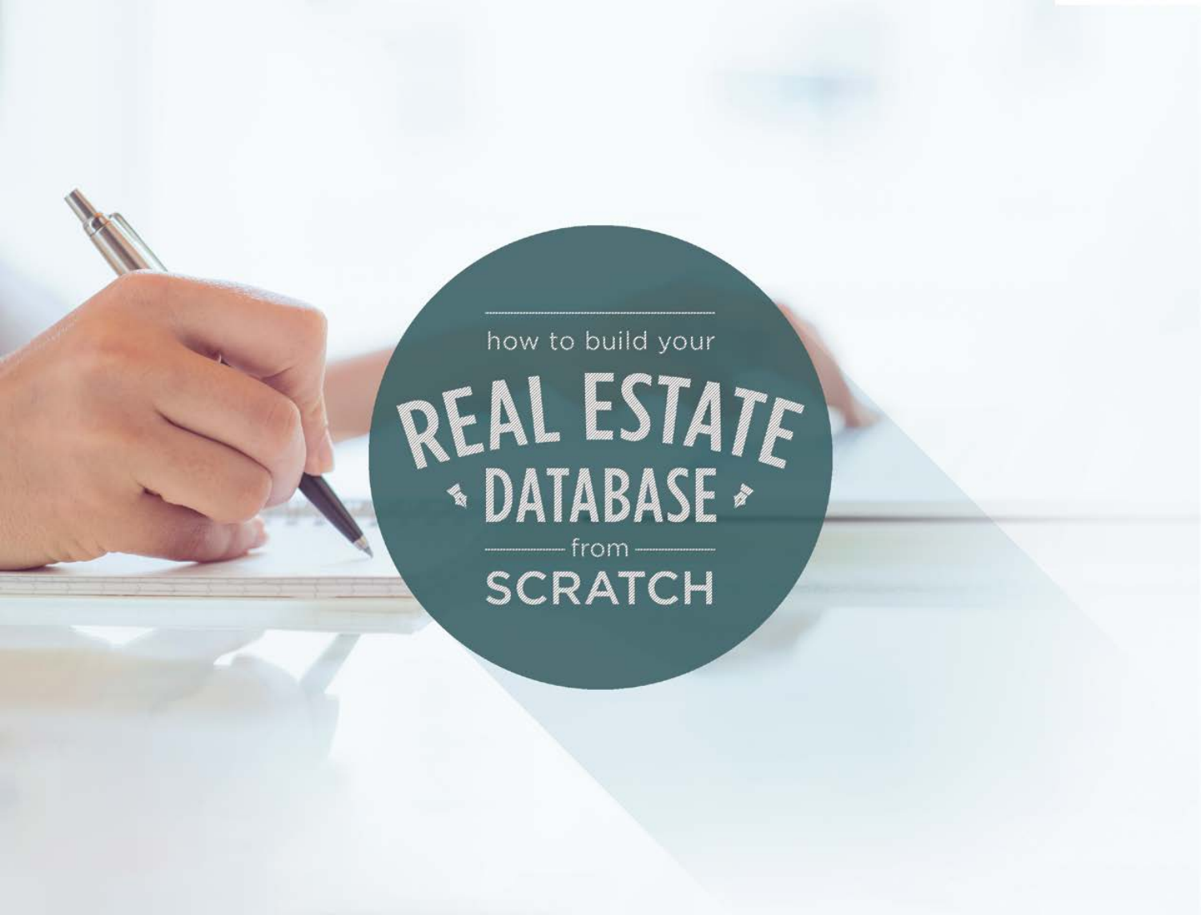how to build your

# REAL ESTATE DATABASE from SCRATCH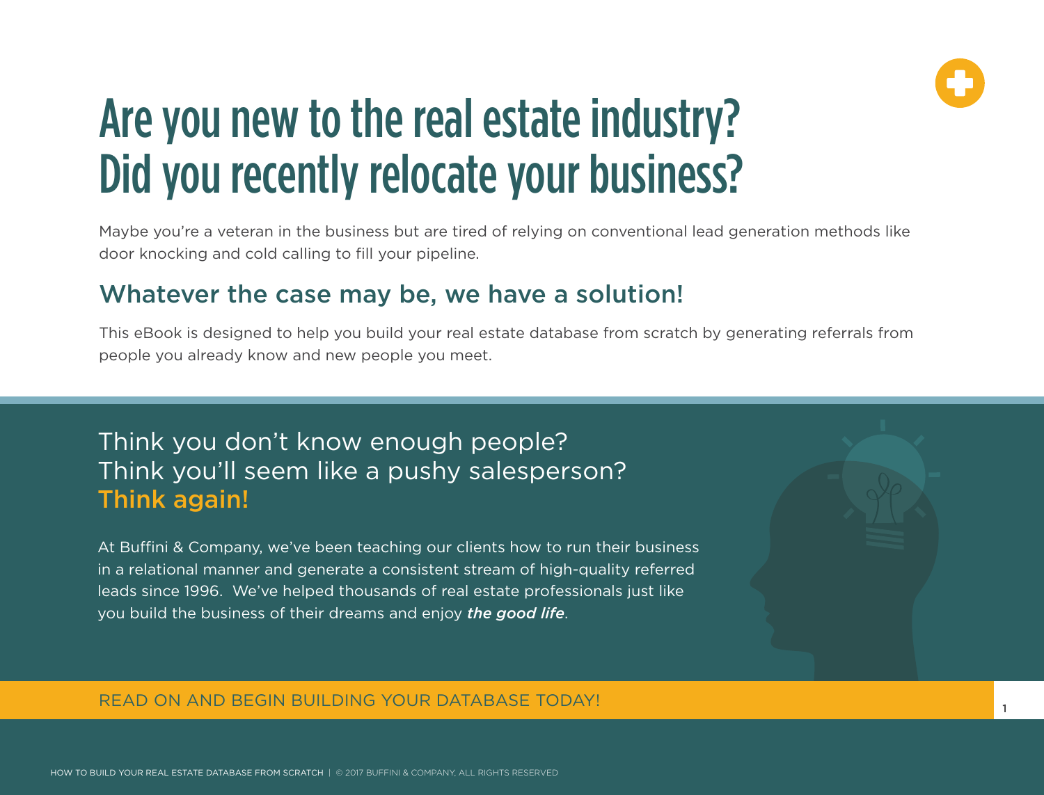# Are you new to the real estate industry? Did you recently relocate your business?

Maybe you're a veteran in the business but are tired of relying on conventional lead generation methods like door knocking and cold calling to fill your pipeline.

## Whatever the case may be, we have a solution!

This eBook is designed to help you build your real estate database from scratch by generating referrals from people you already know and new people you meet.

## Think you don't know enough people? Think you'll seem like a pushy salesperson? Think again!

At Buffini & Company, we've been teaching our clients how to run their business in a relational manner and generate a consistent stream of high-quality referred leads since 1996. We've helped thousands of real estate professionals just like you build the business of their dreams and enjoy ***the good life***.

READ ON AND BEGIN BUILDING YOUR DATABASE TODAY!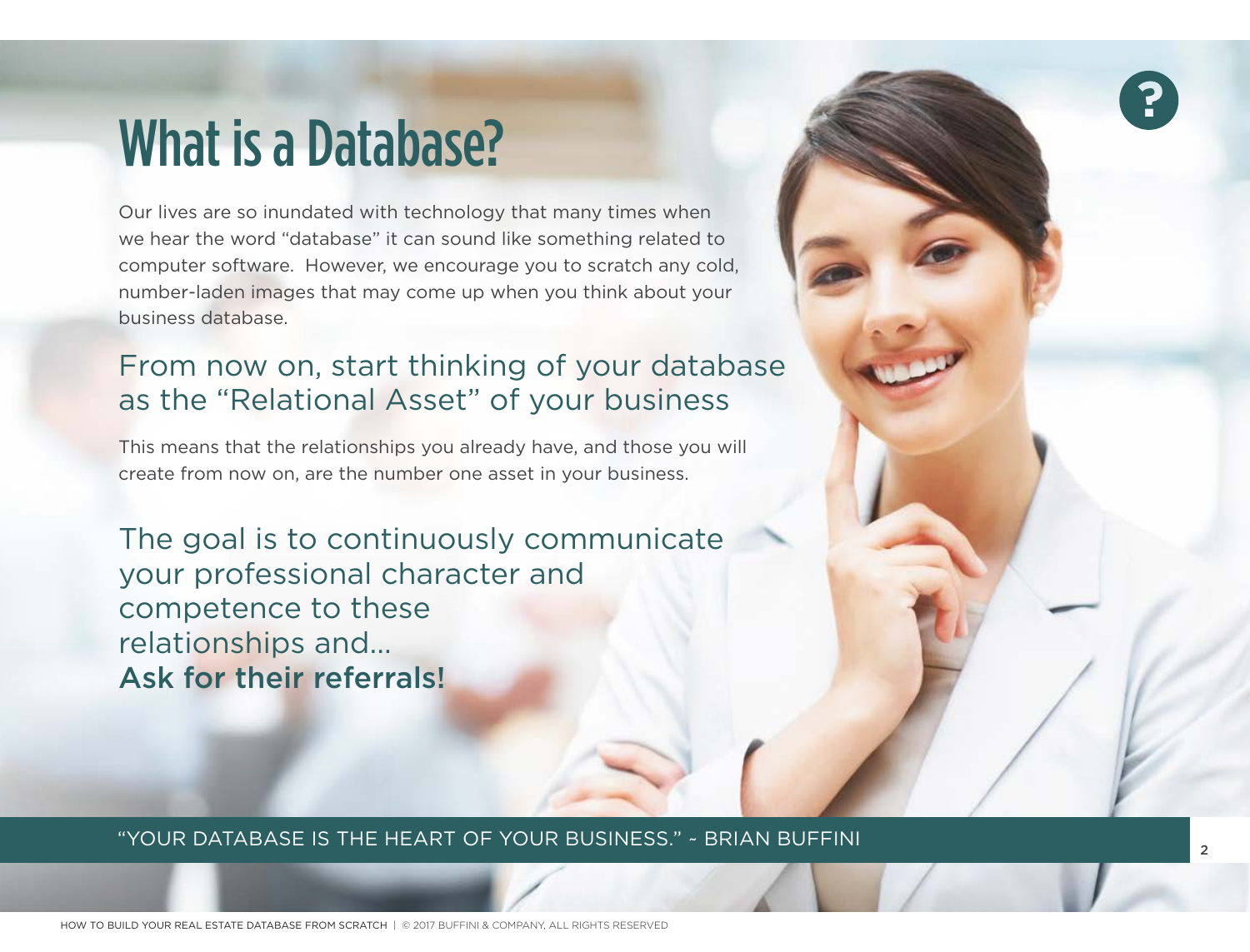# What is a Database?

Our lives are so inundated with technology that many times when we hear the word "database" it can sound like something related to computer software. However, we encourage you to scratch any cold, number-laden images that may come up when you think about your business database.

## From now on, start thinking of your database as the "Relational Asset" of your business

This means that the relationships you already have, and those you will create from now on, are the number one asset in your business.

## The goal is to continuously communicate your professional character and competence to these relationships and... **Ask for their referrals!**

"YOUR DATABASE IS THE HEART OF YOUR BUSINESS." - BRIAN BUFFINI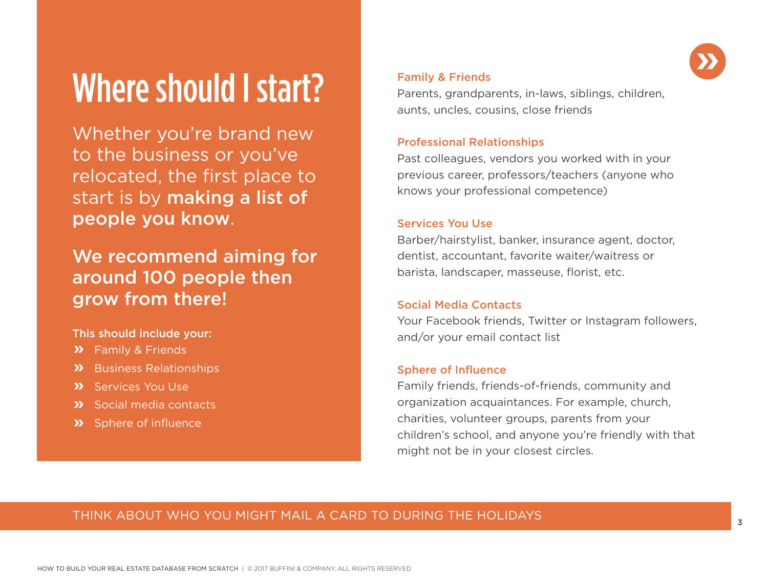# Where should I start?

Whether you're brand new to the business or you've relocated, the first place to start is by **making a list of people you know**.

**We recommend aiming for around 100 people then grow from there!**

**This should include your:**

- Family & Friends
- Business Relationships
- Services You Use
- Social media contacts
- Sphere of influence

### Family & Friends

Parents, grandparents, in-laws, siblings, children, aunts, uncles, cousins, close friends

### Professional Relationships

Past colleagues, vendors you worked with in your previous career, professors/teachers (anyone who knows your professional competence)

### Services You Use

Barber/hairstylist, banker, insurance agent, doctor, dentist, accountant, favorite waiter/waitress or barista, landscaper, masseuse, florist, etc.

### Social Media Contacts

Your Facebook friends, Twitter or Instagram followers, and/or your email contact list

### Sphere of Influence

Family friends, friends-of-friends, community and organization acquaintances. For example, church, charities, volunteer groups, parents from your children's school, and anyone you're friendly with that might not be in your closest circles.

THINK ABOUT WHO YOU MIGHT MAIL A CARD TO DURING THE HOLIDAYS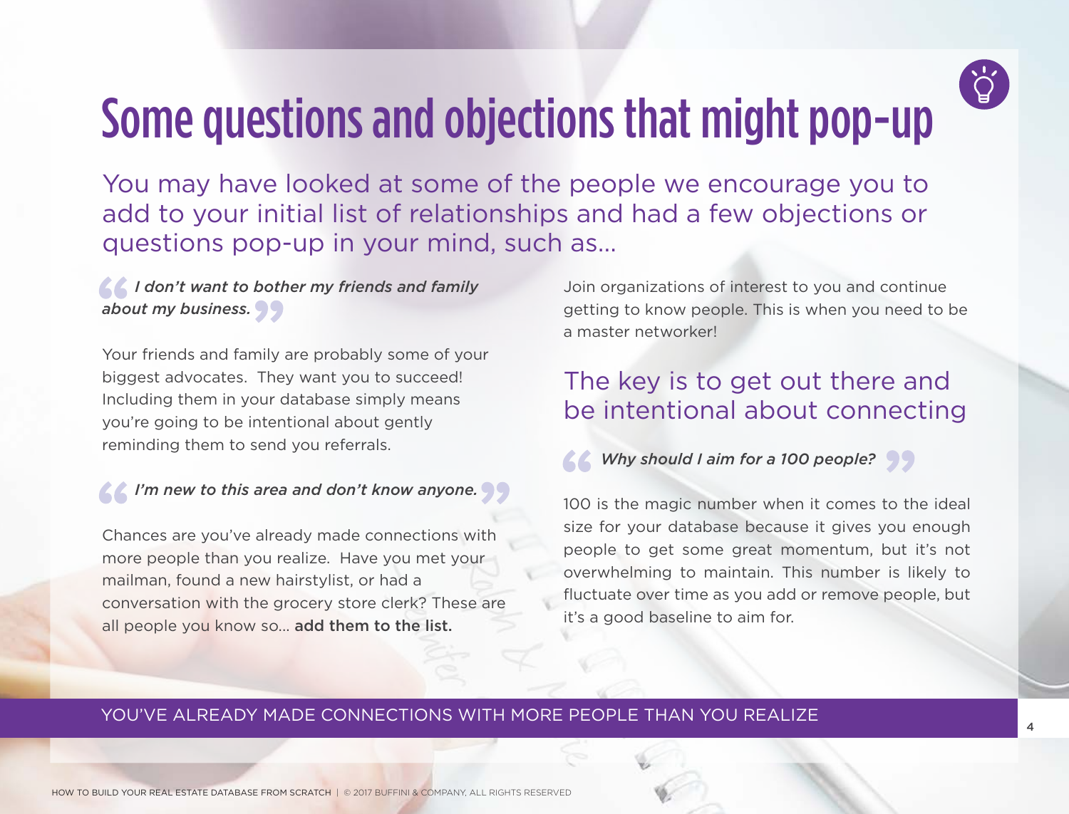# Some questions and objections that might pop-up

You may have looked at some of the people we encourage you to add to your initial list of relationships and had a few objections or questions pop-up in your mind, such as...

> ***I don't want to bother my friends and family about my business.***

Your friends and family are probably some of your biggest advocates. They want you to succeed! Including them in your database simply means you're going to be intentional about gently reminding them to send you referrals.

> ***I'm new to this area and don't know anyone.***

Chances are you've already made connections with more people than you realize. Have you met your mailman, found a new hairstylist, or had a conversation with the grocery store clerk? These are all people you know so... **add them to the list.**

Join organizations of interest to you and continue getting to know people. This is when you need to be a master networker!

## The key is to get out there and be intentional about connecting

> ***Why should I aim for a 100 people?***

100 is the magic number when it comes to the ideal size for your database because it gives you enough people to get some great momentum, but it's not overwhelming to maintain. This number is likely to fluctuate over time as you add or remove people, but it's a good baseline to aim for.

YOU'VE ALREADY MADE CONNECTIONS WITH MORE PEOPLE THAN YOU REALIZE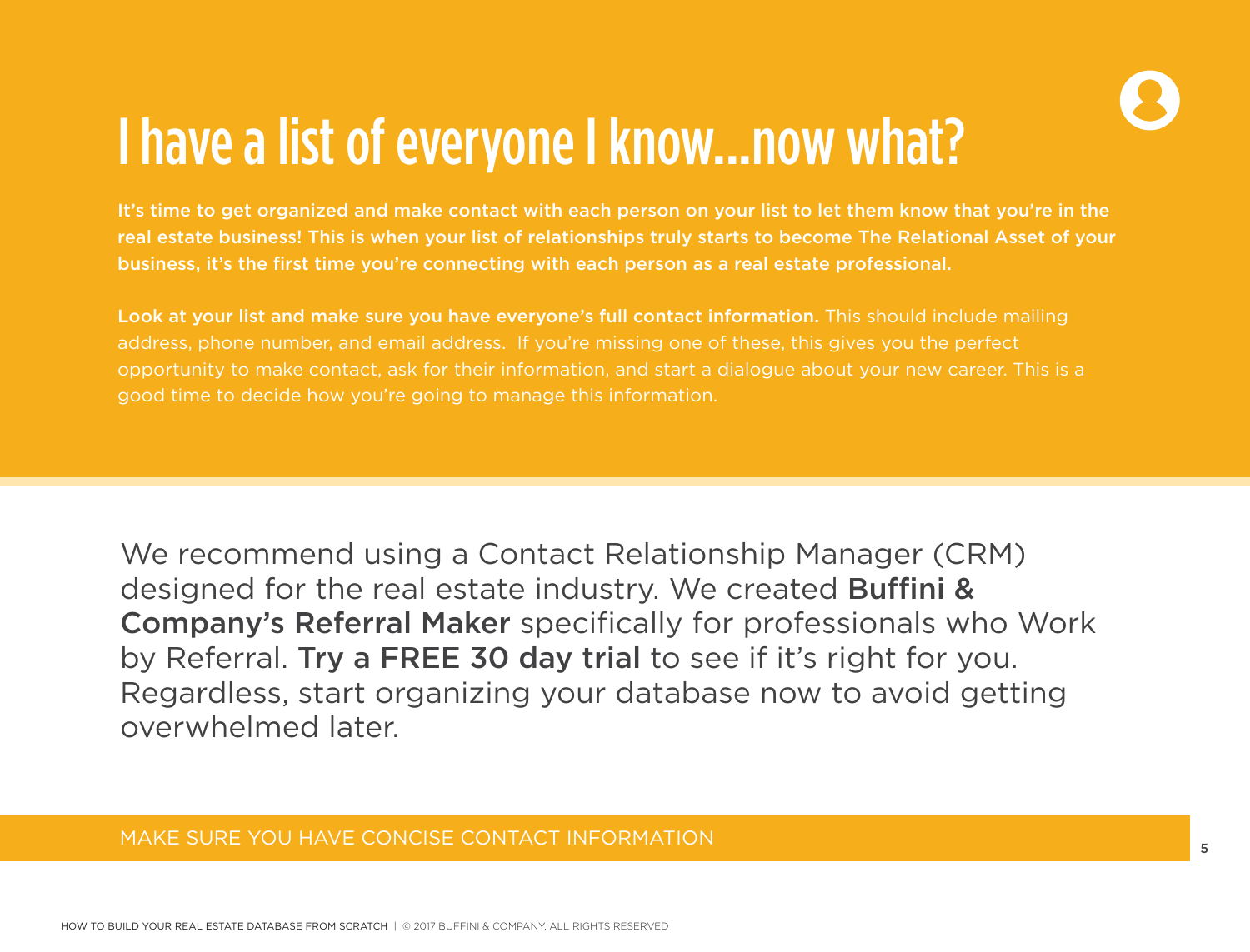# I have a list of everyone I know...now what?

**It's time to get organized and make contact with each person on your list to let them know that you're in the real estate business! This is when your list of relationships truly starts to become The Relational Asset of your business, it's the first time you're connecting with each person as a real estate professional.**

**Look at your list and make sure you have everyone's full contact information.** This should include mailing address, phone number, and email address. If you're missing one of these, this gives you the perfect opportunity to make contact, ask for their information, and start a dialogue about your new career. This is a good time to decide how you're going to manage this information.

We recommend using a Contact Relationship Manager (CRM) designed for the real estate industry. We created **Buffini & Company's Referral Maker** specifically for professionals who Work by Referral. **Try a FREE 30 day trial** to see if it's right for you. Regardless, start organizing your database now to avoid getting overwhelmed later.

MAKE SURE YOU HAVE CONCISE CONTACT INFORMATION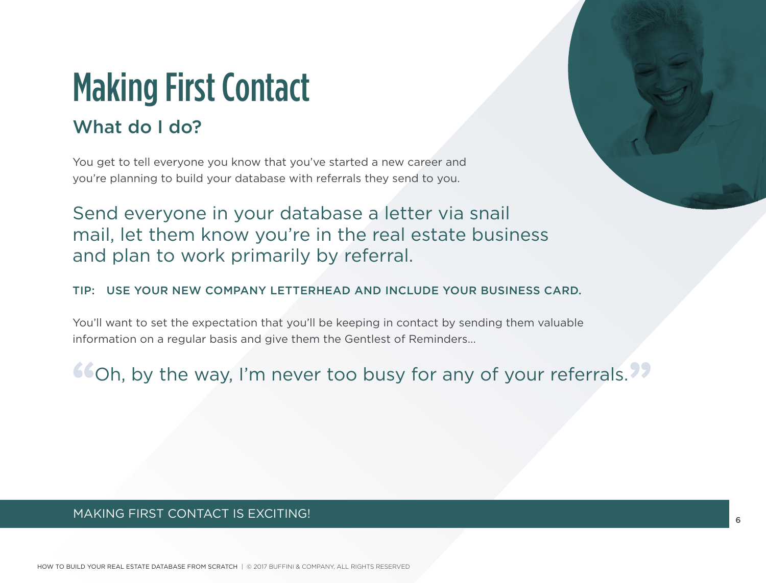# Making First Contact

## What do I do?

You get to tell everyone you know that you've started a new career and you're planning to build your database with referrals they send to you.

Send everyone in your database a letter via snail mail, let them know you're in the real estate business and plan to work primarily by referral.

TIP: USE YOUR NEW COMPANY LETTERHEAD AND INCLUDE YOUR BUSINESS CARD.

You'll want to set the expectation that you'll be keeping in contact by sending them valuable information on a regular basis and give them the Gentlest of Reminders...

"Oh, by the way, I'm never too busy for any of your referrals."

MAKING FIRST CONTACT IS EXCITING!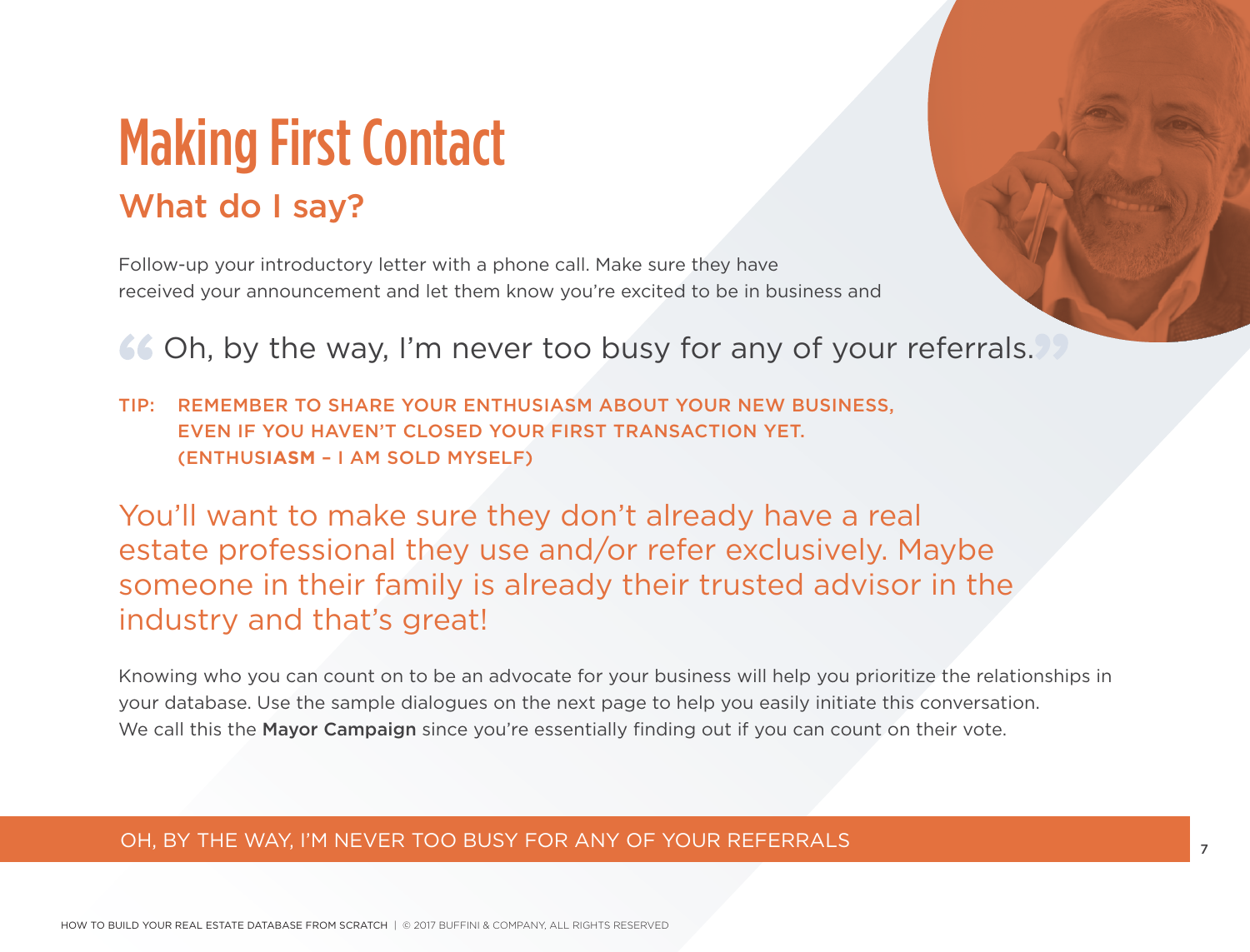# Making First Contact

## What do I say?

Follow-up your introductory letter with a phone call. Make sure they have received your announcement and let them know you're excited to be in business and

> "Oh, by the way, I'm never too busy for any of your referrals."

TIP: REMEMBER TO SHARE YOUR ENTHUSIASM ABOUT YOUR NEW BUSINESS, EVEN IF YOU HAVEN'T CLOSED YOUR FIRST TRANSACTION YET. (ENTHUSI**ASM** – I AM SOLD MYSELF)

You'll want to make sure they don't already have a real estate professional they use and/or refer exclusively. Maybe someone in their family is already their trusted advisor in the industry and that's great!

Knowing who you can count on to be an advocate for your business will help you prioritize the relationships in your database. Use the sample dialogues on the next page to help you easily initiate this conversation. We call this the **Mayor Campaign** since you're essentially finding out if you can count on their vote.

OH, BY THE WAY, I'M NEVER TOO BUSY FOR ANY OF YOUR REFERRALS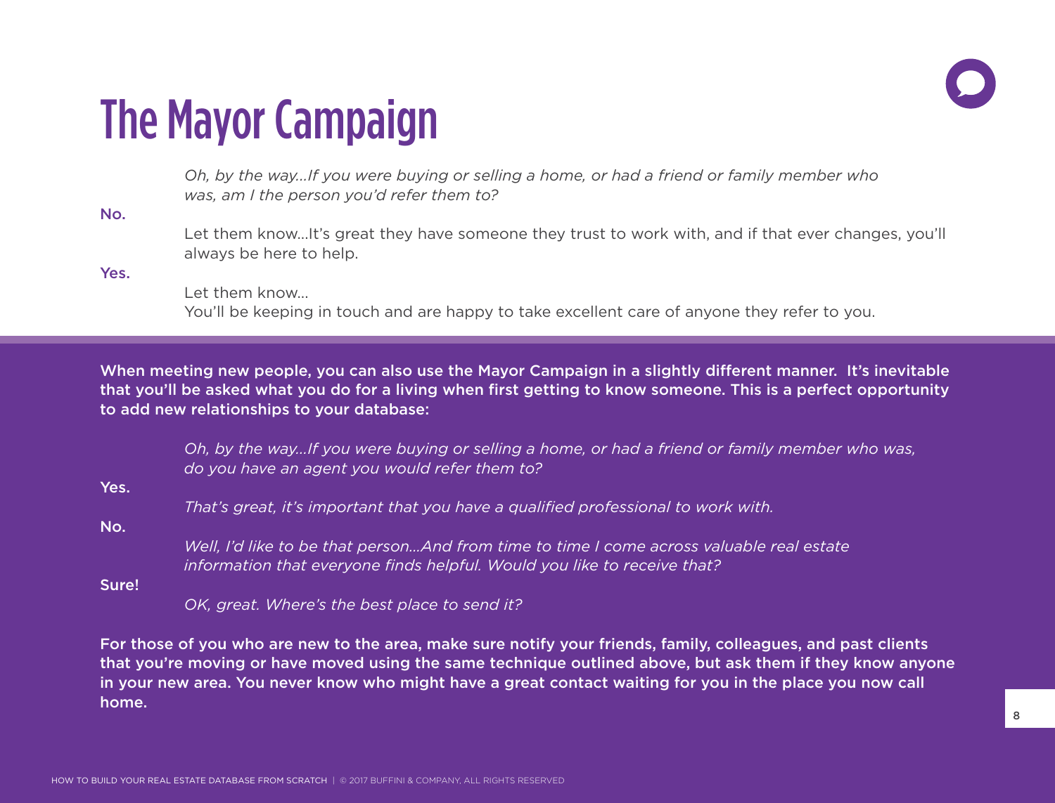# The Mayor Campaign

*Oh, by the way…If you were buying or selling a home, or had a friend or family member who was, am I the person you'd refer them to?*

**No.**

Let them know…It's great they have someone they trust to work with, and if that ever changes, you'll always be here to help.

**Yes.**

Let them know…
You'll be keeping in touch and are happy to take excellent care of anyone they refer to you.

**When meeting new people, you can also use the Mayor Campaign in a slightly different manner. It's inevitable that you'll be asked what you do for a living when first getting to know someone. This is a perfect opportunity to add new relationships to your database:**

*Oh, by the way…If you were buying or selling a home, or had a friend or family member who was, do you have an agent you would refer them to?*

**Yes.**

*That's great, it's important that you have a qualified professional to work with.*

**No.**

*Well, I'd like to be that person…And from time to time I come across valuable real estate information that everyone finds helpful. Would you like to receive that?*

**Sure!**

*OK, great. Where's the best place to send it?*

**For those of you who are new to the area, make sure notify your friends, family, colleagues, and past clients that you're moving or have moved using the same technique outlined above, but ask them if they know anyone in your new area. You never know who might have a great contact waiting for you in the place you now call home.**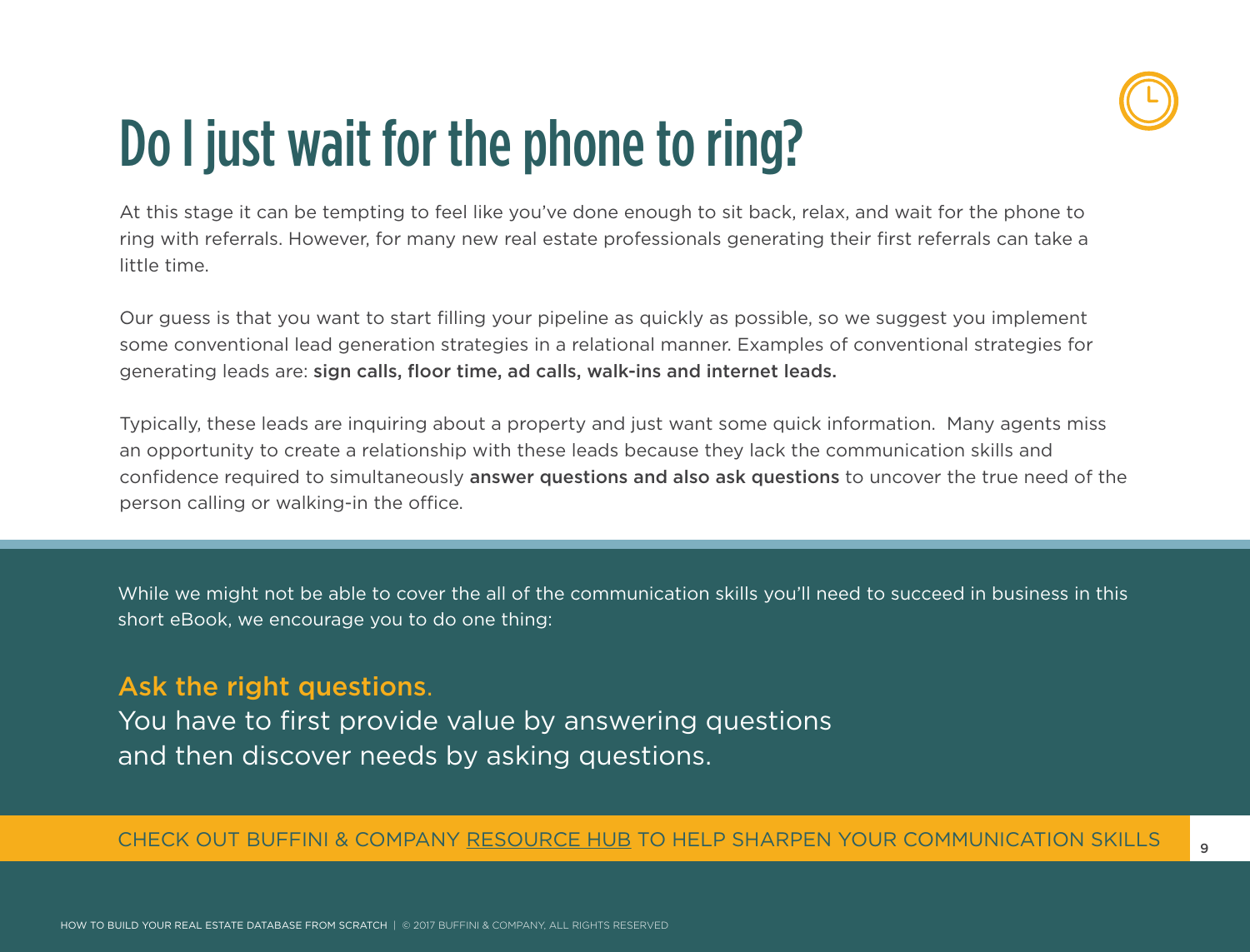# Do I just wait for the phone to ring?

At this stage it can be tempting to feel like you've done enough to sit back, relax, and wait for the phone to ring with referrals. However, for many new real estate professionals generating their first referrals can take a little time.

Our guess is that you want to start filling your pipeline as quickly as possible, so we suggest you implement some conventional lead generation strategies in a relational manner. Examples of conventional strategies for generating leads are: **sign calls, floor time, ad calls, walk-ins and internet leads.**

Typically, these leads are inquiring about a property and just want some quick information. Many agents miss an opportunity to create a relationship with these leads because they lack the communication skills and confidence required to simultaneously **answer questions and also ask questions** to uncover the true need of the person calling or walking-in the office.

While we might not be able to cover the all of the communication skills you'll need to succeed in business in this short eBook, we encourage you to do one thing:

**Ask the right questions.**
You have to first provide value by answering questions and then discover needs by asking questions.

CHECK OUT BUFFINI & COMPANY RESOURCE HUB TO HELP SHARPEN YOUR COMMUNICATION SKILLS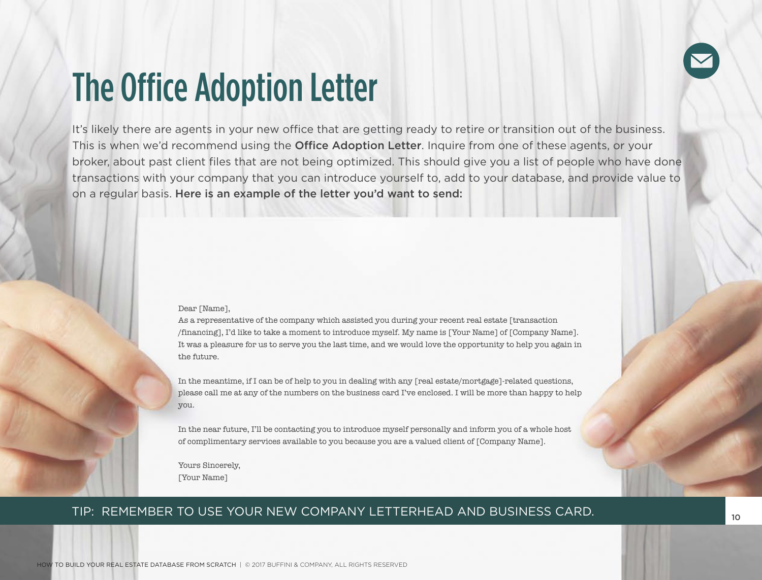# The Office Adoption Letter

It's likely there are agents in your new office that are getting ready to retire or transition out of the business. This is when we'd recommend using the **Office Adoption Letter**. Inquire from one of these agents, or your broker, about past client files that are not being optimized. This should give you a list of people who have done transactions with your company that you can introduce yourself to, add to your database, and provide value to on a regular basis. **Here is an example of the letter you'd want to send:**

Dear [Name],

As a representative of the company which assisted you during your recent real estate [transaction /financing], I'd like to take a moment to introduce myself. My name is [Your Name] of [Company Name]. It was a pleasure for us to serve you the last time, and we would love the opportunity to help you again in the future.

In the meantime, if I can be of help to you in dealing with any [real estate/mortgage]-related questions, please call me at any of the numbers on the business card I've enclosed. I will be more than happy to help you.

In the near future, I'll be contacting you to introduce myself personally and inform you of a whole host of complimentary services available to you because you are a valued client of [Company Name].

Yours Sincerely,
[Your Name]

TIP: REMEMBER TO USE YOUR NEW COMPANY LETTERHEAD AND BUSINESS CARD.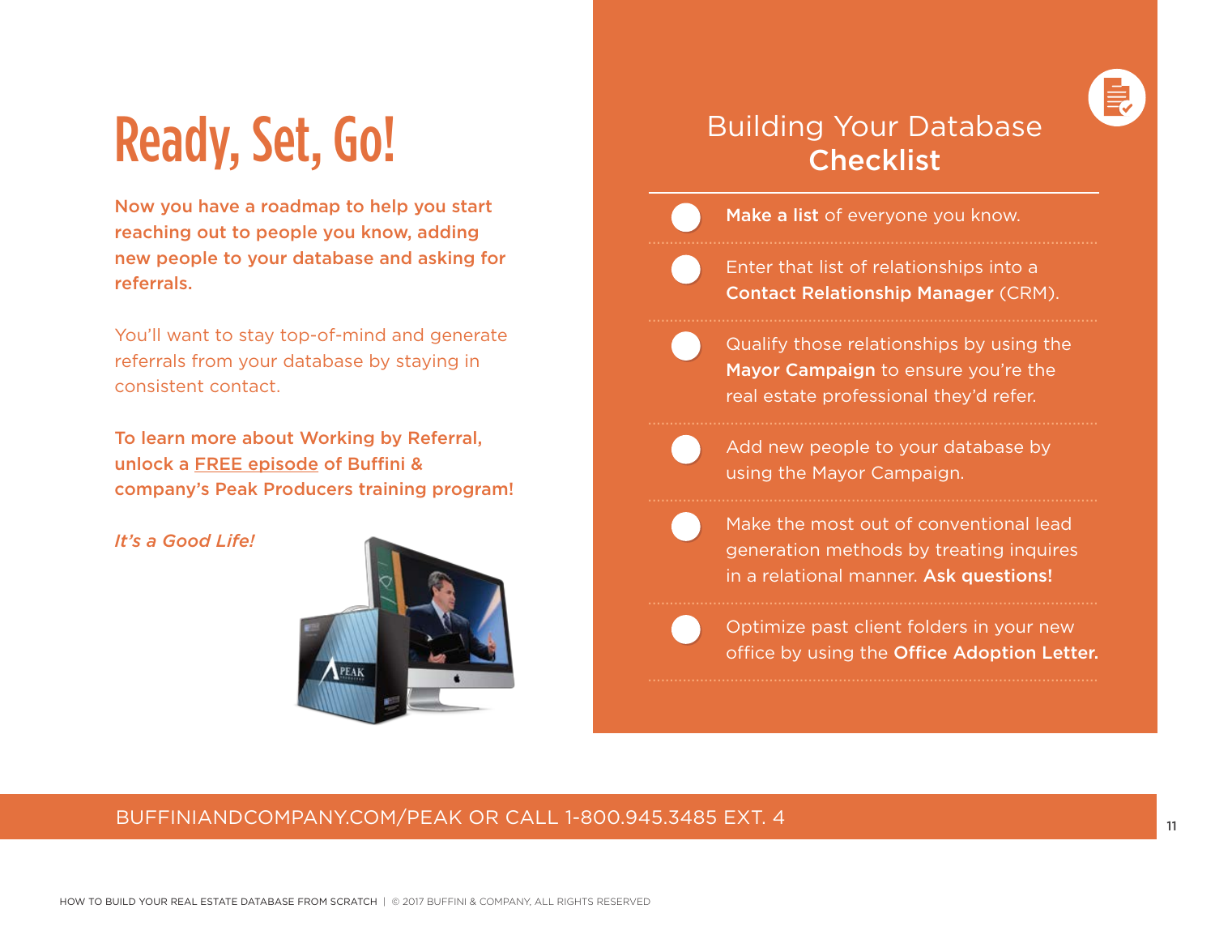# Ready, Set, Go!

**Now you have a roadmap to help you start reaching out to people you know, adding new people to your database and asking for referrals.**

You'll want to stay top-of-mind and generate referrals from your database by staying in consistent contact.

**To learn more about Working by Referral, unlock a FREE episode of Buffini & company's Peak Producers training program!**

*It's a Good Life!*

## Building Your Database **Checklist**

- **Make a list** of everyone you know.
- Enter that list of relationships into a **Contact Relationship Manager** (CRM).
- Qualify those relationships by using the **Mayor Campaign** to ensure you're the real estate professional they'd refer.
- Add new people to your database by using the Mayor Campaign.
- Make the most out of conventional lead generation methods by treating inquires in a relational manner. **Ask questions!**
- Optimize past client folders in your new office by using the **Office Adoption Letter.**

BUFFINIANDCOMPANY.COM/PEAK OR CALL 1-800.945.3485 EXT. 4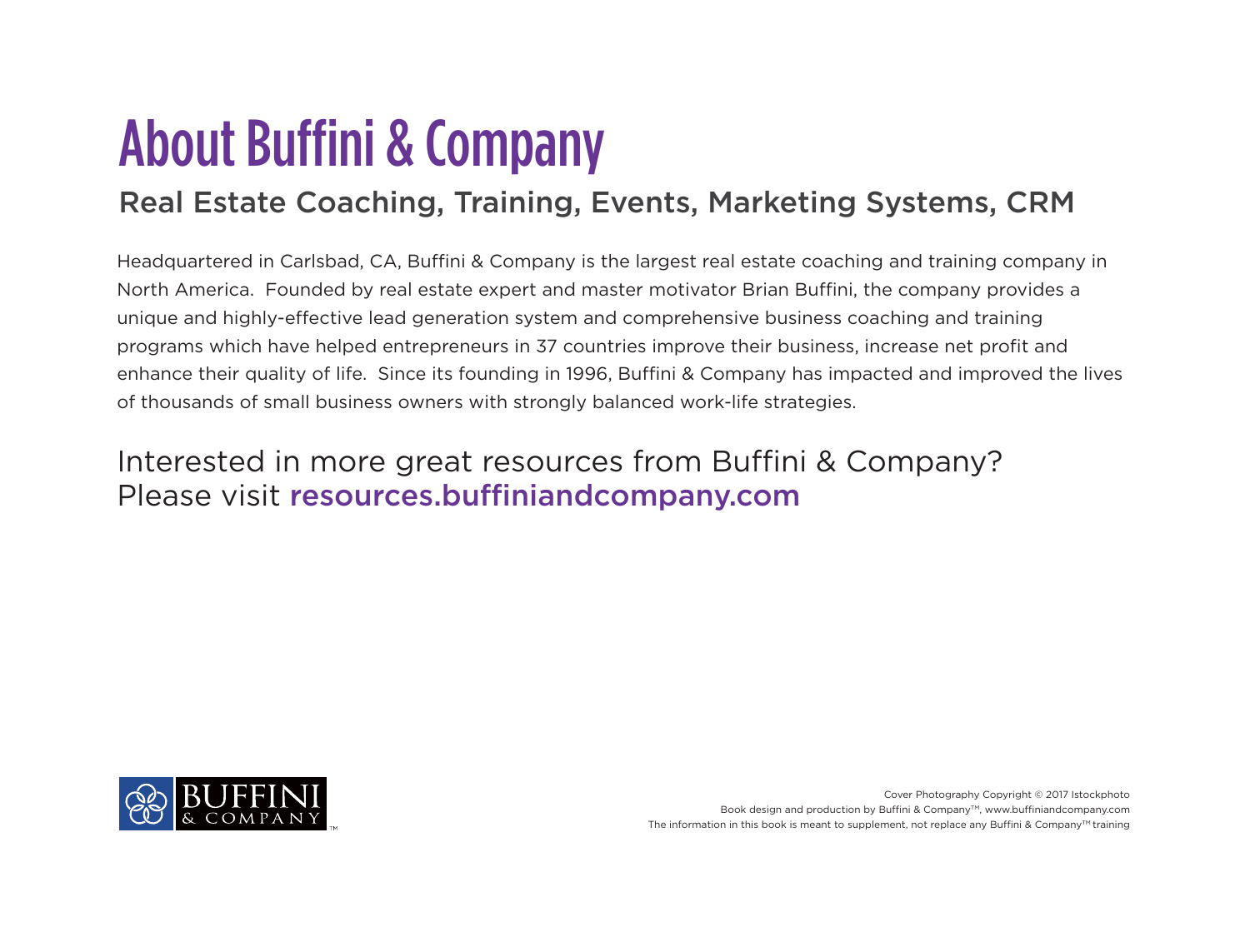# About Buffini & Company

## Real Estate Coaching, Training, Events, Marketing Systems, CRM

Headquartered in Carlsbad, CA, Buffini & Company is the largest real estate coaching and training company in North America. Founded by real estate expert and master motivator Brian Buffini, the company provides a unique and highly-effective lead generation system and comprehensive business coaching and training programs which have helped entrepreneurs in 37 countries improve their business, increase net profit and enhance their quality of life. Since its founding in 1996, Buffini & Company has impacted and improved the lives of thousands of small business owners with strongly balanced work-life strategies.

Interested in more great resources from Buffini & Company?
Please visit **resources.buffiniandcompany.com**

BUFFINI & COMPANY™

Cover Photography Copyright © 2017 Istockphoto
Book design and production by Buffini & Company™, www.buffiniandcompany.com
The information in this book is meant to supplement, not replace any Buffini & Company™ training